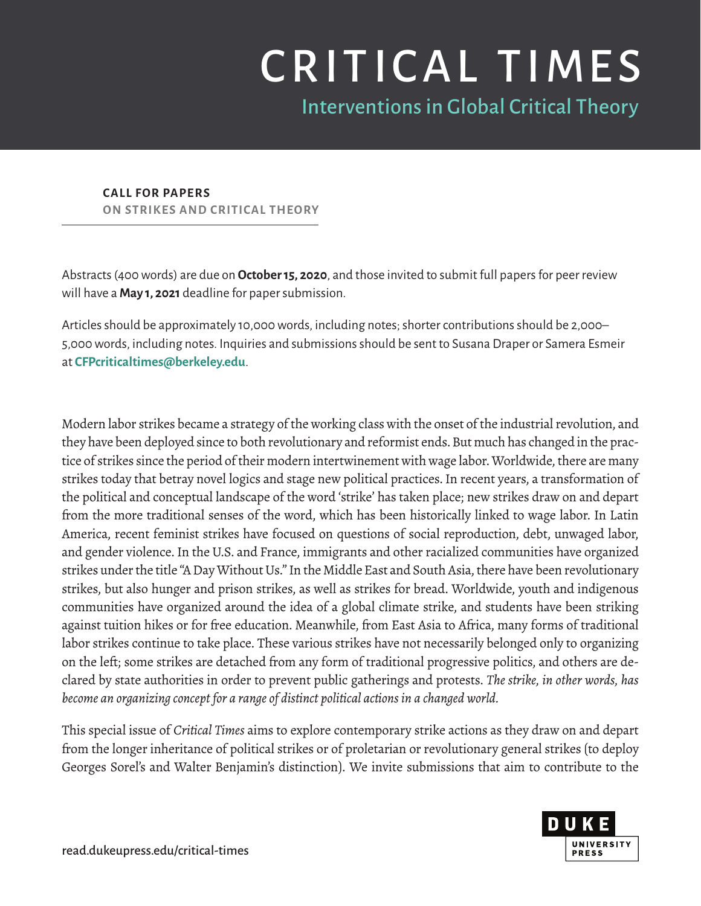# CRITICAL TIMES

## Interventions in Global Critical Theory

**CALL FOR PAPERS**
**ON STRIKES AND CRITICAL THEORY**

Abstracts (400 words) are due on **October 15, 2020**, and those invited to submit full papers for peer review will have a **May 1, 2021** deadline for paper submission.

Articles should be approximately 10,000 words, including notes; shorter contributions should be 2,000–5,000 words, including notes. Inquiries and submissions should be sent to Susana Draper or Samera Esmeir at **CFPcriticaltimes@berkeley.edu**.

Modern labor strikes became a strategy of the working class with the onset of the industrial revolution, and they have been deployed since to both revolutionary and reformist ends. But much has changed in the practice of strikes since the period of their modern intertwinement with wage labor. Worldwide, there are many strikes today that betray novel logics and stage new political practices. In recent years, a transformation of the political and conceptual landscape of the word 'strike' has taken place; new strikes draw on and depart from the more traditional senses of the word, which has been historically linked to wage labor. In Latin America, recent feminist strikes have focused on questions of social reproduction, debt, unwaged labor, and gender violence. In the U.S. and France, immigrants and other racialized communities have organized strikes under the title "A Day Without Us." In the Middle East and South Asia, there have been revolutionary strikes, but also hunger and prison strikes, as well as strikes for bread. Worldwide, youth and indigenous communities have organized around the idea of a global climate strike, and students have been striking against tuition hikes or for free education. Meanwhile, from East Asia to Africa, many forms of traditional labor strikes continue to take place. These various strikes have not necessarily belonged only to organizing on the left; some strikes are detached from any form of traditional progressive politics, and others are declared by state authorities in order to prevent public gatherings and protests. *The strike, in other words, has become an organizing concept for a range of distinct political actions in a changed world.*

This special issue of *Critical Times* aims to explore contemporary strike actions as they draw on and depart from the longer inheritance of political strikes or of proletarian or revolutionary general strikes (to deploy Georges Sorel's and Walter Benjamin's distinction). We invite submissions that aim to contribute to the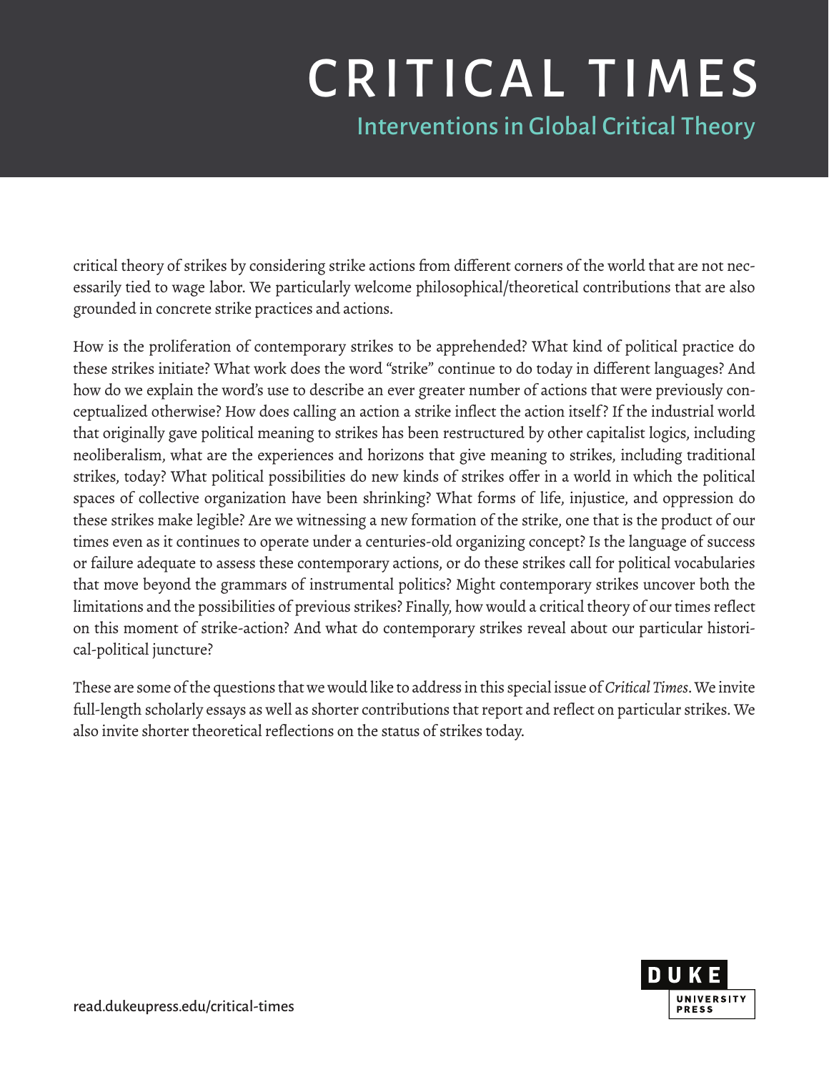critical theory of strikes by considering strike actions from different corners of the world that are not necessarily tied to wage labor. We particularly welcome philosophical/theoretical contributions that are also grounded in concrete strike practices and actions.

How is the proliferation of contemporary strikes to be apprehended? What kind of political practice do these strikes initiate? What work does the word "strike" continue to do today in different languages? And how do we explain the word's use to describe an ever greater number of actions that were previously conceptualized otherwise? How does calling an action a strike inflect the action itself? If the industrial world that originally gave political meaning to strikes has been restructured by other capitalist logics, including neoliberalism, what are the experiences and horizons that give meaning to strikes, including traditional strikes, today? What political possibilities do new kinds of strikes offer in a world in which the political spaces of collective organization have been shrinking? What forms of life, injustice, and oppression do these strikes make legible? Are we witnessing a new formation of the strike, one that is the product of our times even as it continues to operate under a centuries-old organizing concept? Is the language of success or failure adequate to assess these contemporary actions, or do these strikes call for political vocabularies that move beyond the grammars of instrumental politics? Might contemporary strikes uncover both the limitations and the possibilities of previous strikes? Finally, how would a critical theory of our times reflect on this moment of strike-action? And what do contemporary strikes reveal about our particular historical-political juncture?

These are some of the questions that we would like to address in this special issue of *Critical Times*. We invite full-length scholarly essays as well as shorter contributions that report and reflect on particular strikes. We also invite shorter theoretical reflections on the status of strikes today.